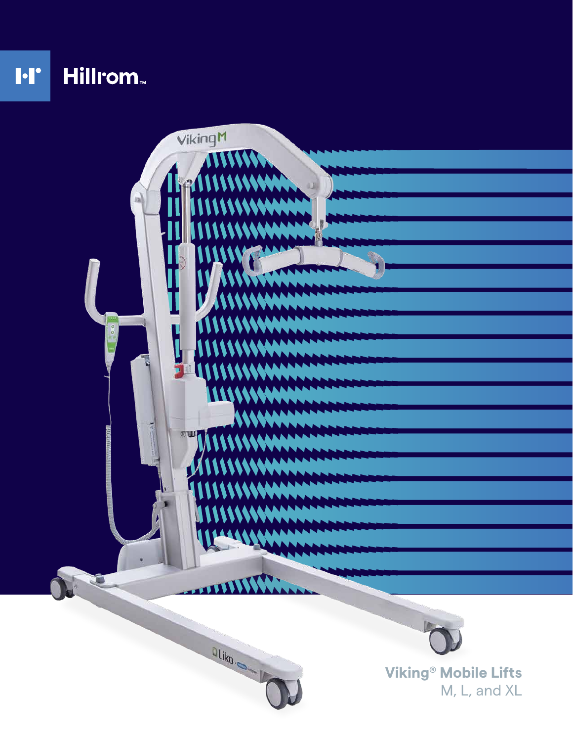Hillrom™

# Viking® Mobile Lifts

M, L, and XL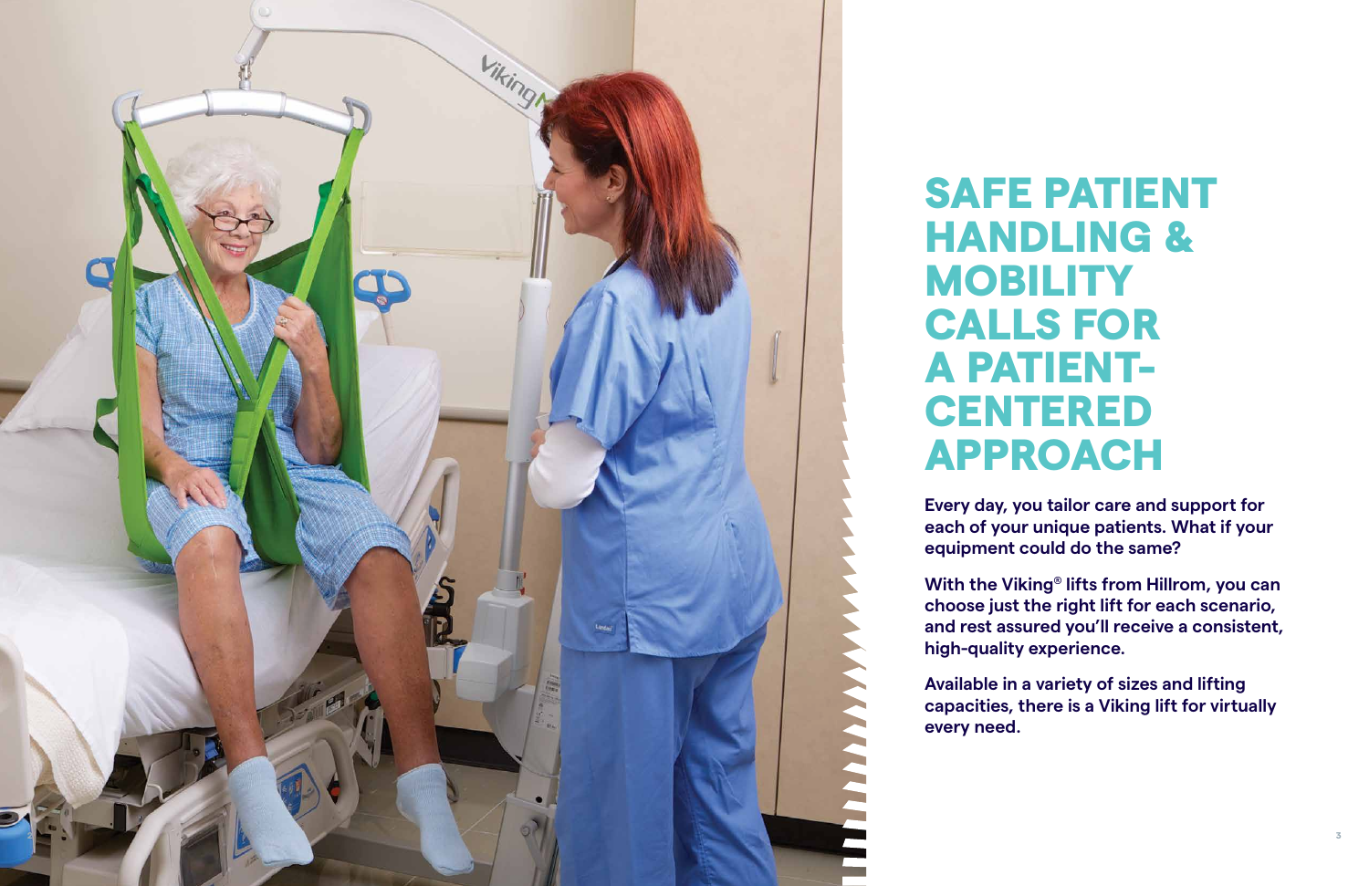# SAFE PATIENT HANDLING & MOBILITY CALLS FOR A PATIENT-CENTERED APPROACH

**Every day, you tailor care and support for each of your unique patients. What if your equipment could do the same?**

**With the Viking® lifts from Hillrom, you can choose just the right lift for each scenario, and rest assured you'll receive a consistent, high-quality experience.**

**Available in a variety of sizes and lifting capacities, there is a Viking lift for virtually every need.**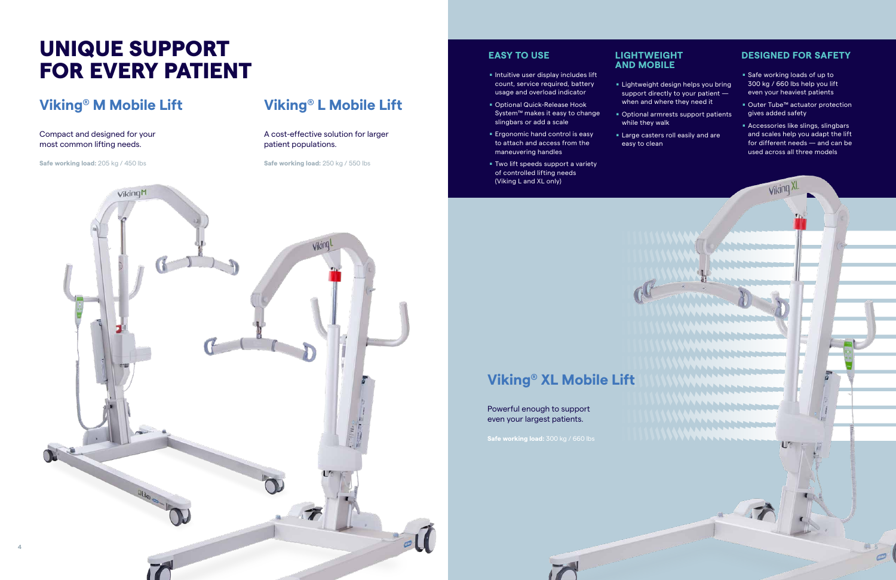# UNIQUE SUPPORT FOR EVERY PATIENT

## Viking® M Mobile Lift

Compact and designed for your most common lifting needs.

**Safe working load:** 205 kg / 450 lbs

## Viking® L Mobile Lift

A cost-effective solution for larger patient populations.

**Safe working load:** 250 kg / 550 lbs

### EASY TO USE

- Intuitive user display includes lift count, service required, battery usage and overload indicator
- Optional Quick-Release Hook System™ makes it easy to change slingbars or add a scale
- Ergonomic hand control is easy to attach and access from the maneuvering handles
- Two lift speeds support a variety of controlled lifting needs (Viking L and XL only)

### LIGHTWEIGHT AND MOBILE

- Lightweight design helps you bring support directly to your patient — when and where they need it
- Optional armrests support patients while they walk
- Large casters roll easily and are easy to clean

### DESIGNED FOR SAFETY

- Safe working loads of up to 300 kg / 660 lbs help you lift even your heaviest patients
- Outer Tube™ actuator protection gives added safety
- Accessories like slings, slingbars and scales help you adapt the lift for different needs — and can be used across all three models

## Viking® XL Mobile Lift

Powerful enough to support even your largest patients.

**Safe working load:** 300 kg / 660 lbs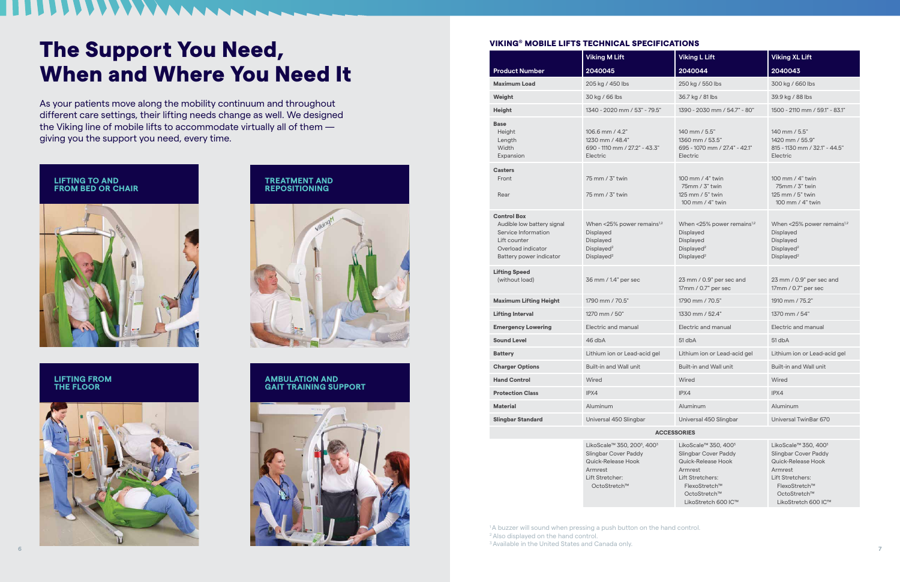# The Support You Need, When and Where You Need It

As your patients move along the mobility continuum and throughout different care settings, their lifting needs change as well. We designed the Viking line of mobile lifts to accommodate virtually all of them — giving you the support you need, every time.

**LIFTING TO AND FROM BED OR CHAIR**

**TREATMENT AND REPOSITIONING**

**LIFTING FROM THE FLOOR**

**AMBULATION AND GAIT TRAINING SUPPORT**

## VIKING® MOBILE LIFTS TECHNICAL SPECIFICATIONS

| Product Number | Viking M Lift 2040045 | Viking L Lift 2040044 | Viking XL Lift 2040043 |
|---|---|---|---|
| **Maximum Load** | 205 kg / 450 lbs | 250 kg / 550 lbs | 300 kg / 660 lbs |
| **Weight** | 30 kg / 66 lbs | 36.7 kg / 81 lbs | 39.9 kg / 88 lbs |
| **Height** | 1340 - 2020 mm / 53" - 79.5" | 1390 - 2030 mm / 54.7" - 80" | 1500 - 2110 mm / 59.1" - 83.1" |
| **Base** | | | |
| Height | 106.6 mm / 4.2" | 140 mm / 5.5" | 140 mm / 5.5" |
| Length | 1230 mm / 48.4" | 1360 mm / 53.5" | 1420 mm / 55.9" |
| Width | 690 - 1110 mm / 27.2" - 43.3" | 695 - 1070 mm / 27.4" - 42.1" | 815 - 1130 mm / 32.1" - 44.5" |
| Expansion | Electric | Electric | Electric |
| **Casters** | | | |
| Front | 75 mm / 3" twin | 100 mm / 4" twin<br>75mm / 3" twin | 100 mm / 4" twin<br>75mm / 3" twin |
| Rear | 75 mm / 3" twin | 125 mm / 5" twin<br>100 mm / 4" twin | 125 mm / 5" twin<br>100 mm / 4" twin |
| **Control Box** | | | |
| Audible low battery signal | When <25% power remains[1,2] | When <25% power remains[1,2] | When <25% power remains[1,2] |
| Service Information | Displayed | Displayed | Displayed |
| Lift counter | Displayed | Displayed | Displayed |
| Overload indicator | Displayed[2] | Displayed[2] | Displayed[2] |
| Battery power indicator | Displayed[2] | Displayed[2] | Displayed[2] |
| **Lifting Speed** (without load) | 36 mm / 1.4" per sec | 23 mm / 0.9" per sec and 17mm / 0.7" per sec | 23 mm / 0.9" per sec and 17mm / 0.7" per sec |
| **Maximum Lifting Height** | 1790 mm / 70.5" | 1790 mm / 70.5" | 1910 mm / 75.2" |
| **Lifting Interval** | 1270 mm / 50" | 1330 mm / 52.4" | 1370 mm / 54" |
| **Emergency Lowering** | Electric and manual | Electric and manual | Electric and manual |
| **Sound Level** | 46 dbA | 51 dbA | 51 dbA |
| **Battery** | Lithium ion or Lead-acid gel | Lithium ion or Lead-acid gel | Lithium ion or Lead-acid gel |
| **Charger Options** | Built-in and Wall unit | Built-in and Wall unit | Built-in and Wall unit |
| **Hand Control** | Wired | Wired | Wired |
| **Protection Class** | IPX4 | IPX4 | IPX4 |
| **Material** | Aluminum | Aluminum | Aluminum |
| **Slingbar Standard** | Universal 450 Slingbar | Universal 450 Slingbar | Universal TwinBar 670 |
| **ACCESSORIES** | | | |
| | LikoScale™ 350, 200[3], 400[3]<br>Slingbar Cover Paddy<br>Quick-Release Hook<br>Armrest<br>Lift Stretcher:<br>OctoStretch™ | LikoScale™ 350, 400[3]<br>Slingbar Cover Paddy<br>Quick-Release Hook<br>Armrest<br>Lift Stretchers:<br>FlexoStretch™<br>OctoStretch™<br>LikoStretch 600 IC™ | LikoScale™ 350, 400[3]<br>Slingbar Cover Paddy<br>Quick-Release Hook<br>Armrest<br>Lift Stretchers:<br>FlexoStretch™<br>OctoStretch™<br>LikoStretch 600 IC™ |

[1] A buzzer will sound when pressing a push button on the hand control.
[2] Also displayed on the hand control.
[3] Available in the United States and Canada only.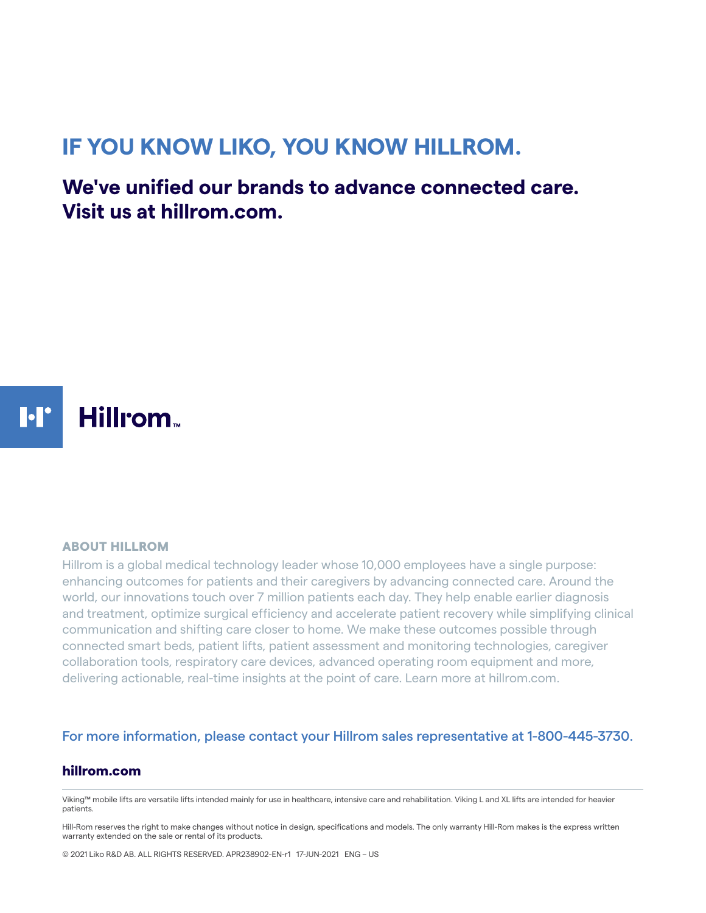# IF YOU KNOW LIKO, YOU KNOW HILLROM.

## We've unified our brands to advance connected care. Visit us at hillrom.com.

Hillrom™

**ABOUT HILLROM**

Hillrom is a global medical technology leader whose 10,000 employees have a single purpose: enhancing outcomes for patients and their caregivers by advancing connected care. Around the world, our innovations touch over 7 million patients each day. They help enable earlier diagnosis and treatment, optimize surgical efficiency and accelerate patient recovery while simplifying clinical communication and shifting care closer to home. We make these outcomes possible through connected smart beds, patient lifts, patient assessment and monitoring technologies, caregiver collaboration tools, respiratory care devices, advanced operating room equipment and more, delivering actionable, real-time insights at the point of care. Learn more at hillrom.com.

For more information, please contact your Hillrom sales representative at 1-800-445-3730.

**hillrom.com**

Viking™ mobile lifts are versatile lifts intended mainly for use in healthcare, intensive care and rehabilitation. Viking L and XL lifts are intended for heavier patients.

Hill-Rom reserves the right to make changes without notice in design, specifications and models. The only warranty Hill-Rom makes is the express written warranty extended on the sale or rental of its products.

© 2021 Liko R&D AB. ALL RIGHTS RESERVED. APR238902-EN-r1 17-JUN-2021 ENG – US